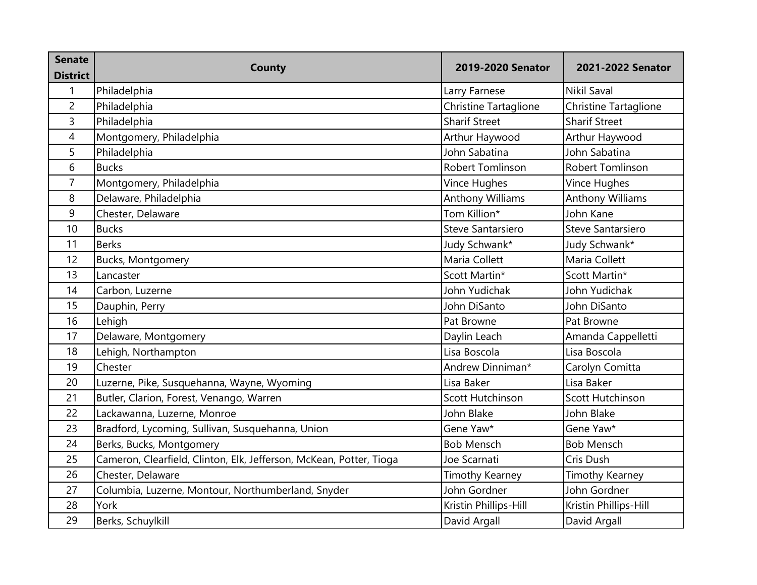| Senate District | County | 2019-2020 Senator | 2021-2022 Senator |
|---|---|---|---|
| 1 | Philadelphia | Larry Farnese | Nikil Saval |
| 2 | Philadelphia | Christine Tartaglione | Christine Tartaglione |
| 3 | Philadelphia | Sharif Street | Sharif Street |
| 4 | Montgomery, Philadelphia | Arthur Haywood | Arthur Haywood |
| 5 | Philadelphia | John Sabatina | John Sabatina |
| 6 | Bucks | Robert Tomlinson | Robert Tomlinson |
| 7 | Montgomery, Philadelphia | Vince Hughes | Vince Hughes |
| 8 | Delaware, Philadelphia | Anthony Williams | Anthony Williams |
| 9 | Chester, Delaware | Tom Killion* | John Kane |
| 10 | Bucks | Steve Santarsiero | Steve Santarsiero |
| 11 | Berks | Judy Schwank* | Judy Schwank* |
| 12 | Bucks, Montgomery | Maria Collett | Maria Collett |
| 13 | Lancaster | Scott Martin* | Scott Martin* |
| 14 | Carbon, Luzerne | John Yudichak | John Yudichak |
| 15 | Dauphin, Perry | John DiSanto | John DiSanto |
| 16 | Lehigh | Pat Browne | Pat Browne |
| 17 | Delaware, Montgomery | Daylin Leach | Amanda Cappelletti |
| 18 | Lehigh, Northampton | Lisa Boscola | Lisa Boscola |
| 19 | Chester | Andrew Dinniman* | Carolyn Comitta |
| 20 | Luzerne, Pike, Susquehanna, Wayne, Wyoming | Lisa Baker | Lisa Baker |
| 21 | Butler, Clarion, Forest, Venango, Warren | Scott Hutchinson | Scott Hutchinson |
| 22 | Lackawanna, Luzerne, Monroe | John Blake | John Blake |
| 23 | Bradford, Lycoming, Sullivan, Susquehanna, Union | Gene Yaw* | Gene Yaw* |
| 24 | Berks, Bucks, Montgomery | Bob Mensch | Bob Mensch |
| 25 | Cameron, Clearfield, Clinton, Elk, Jefferson, McKean, Potter, Tioga | Joe Scarnati | Cris Dush |
| 26 | Chester, Delaware | Timothy Kearney | Timothy Kearney |
| 27 | Columbia, Luzerne, Montour, Northumberland, Snyder | John Gordner | John Gordner |
| 28 | York | Kristin Phillips-Hill | Kristin Phillips-Hill |
| 29 | Berks, Schuylkill | David Argall | David Argall |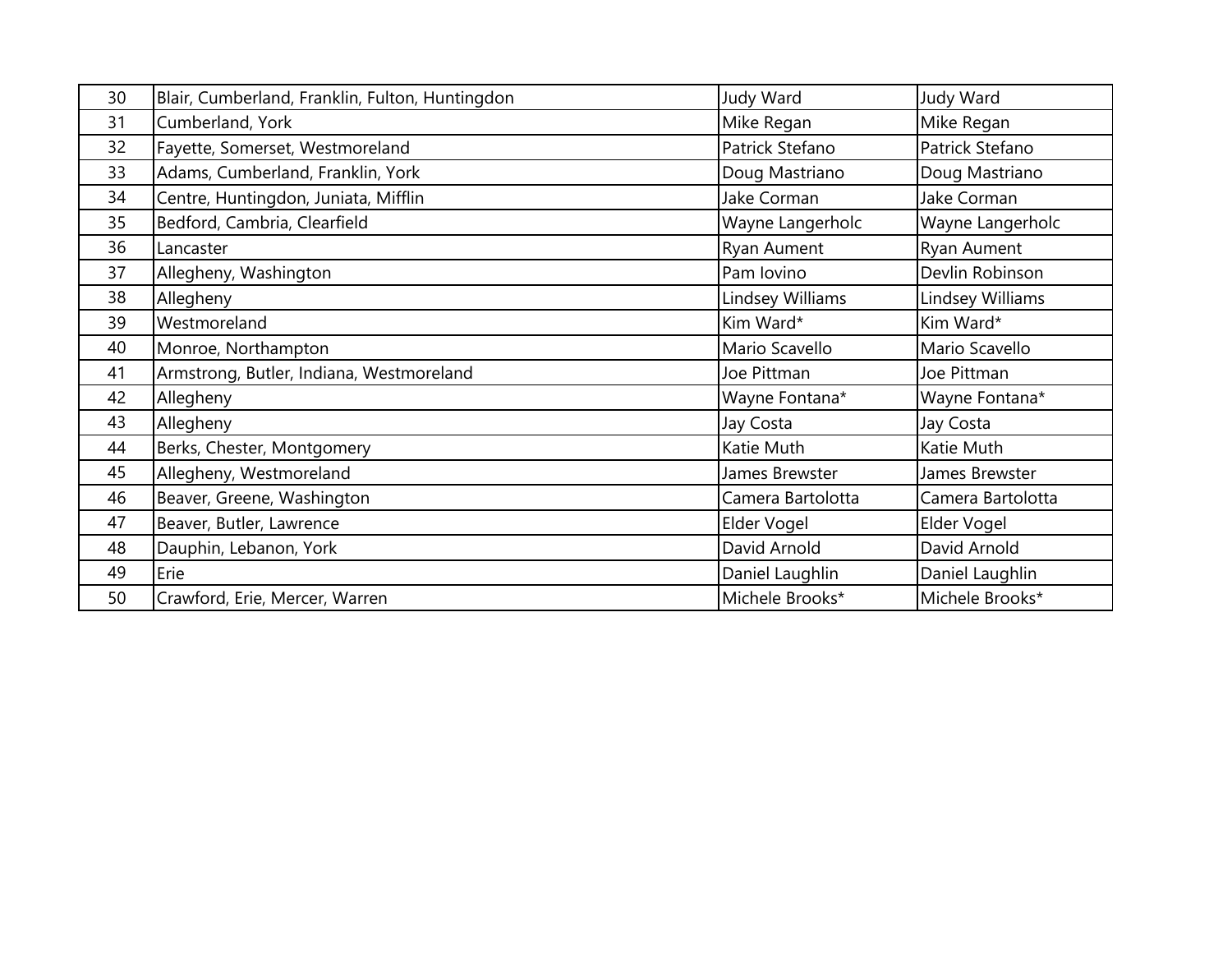| | | | |
|---|---|---|---|
| 30 | Blair, Cumberland, Franklin, Fulton, Huntingdon | Judy Ward | Judy Ward |
| 31 | Cumberland, York | Mike Regan | Mike Regan |
| 32 | Fayette, Somerset, Westmoreland | Patrick Stefano | Patrick Stefano |
| 33 | Adams, Cumberland, Franklin, York | Doug Mastriano | Doug Mastriano |
| 34 | Centre, Huntingdon, Juniata, Mifflin | Jake Corman | Jake Corman |
| 35 | Bedford, Cambria, Clearfield | Wayne Langerholc | Wayne Langerholc |
| 36 | Lancaster | Ryan Aument | Ryan Aument |
| 37 | Allegheny, Washington | Pam Iovino | Devlin Robinson |
| 38 | Allegheny | Lindsey Williams | Lindsey Williams |
| 39 | Westmoreland | Kim Ward* | Kim Ward* |
| 40 | Monroe, Northampton | Mario Scavello | Mario Scavello |
| 41 | Armstrong, Butler, Indiana, Westmoreland | Joe Pittman | Joe Pittman |
| 42 | Allegheny | Wayne Fontana* | Wayne Fontana* |
| 43 | Allegheny | Jay Costa | Jay Costa |
| 44 | Berks, Chester, Montgomery | Katie Muth | Katie Muth |
| 45 | Allegheny, Westmoreland | James Brewster | James Brewster |
| 46 | Beaver, Greene, Washington | Camera Bartolotta | Camera Bartolotta |
| 47 | Beaver, Butler, Lawrence | Elder Vogel | Elder Vogel |
| 48 | Dauphin, Lebanon, York | David Arnold | David Arnold |
| 49 | Erie | Daniel Laughlin | Daniel Laughlin |
| 50 | Crawford, Erie, Mercer, Warren | Michele Brooks* | Michele Brooks* |